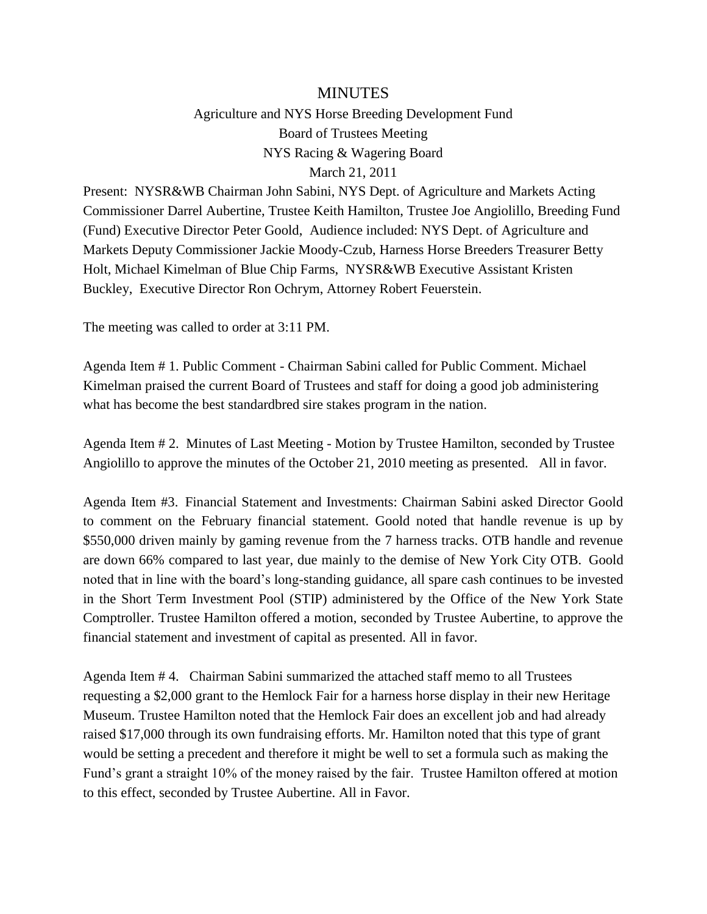# MINUTES

Agriculture and NYS Horse Breeding Development Fund
Board of Trustees Meeting
NYS Racing & Wagering Board
March 21, 2011

Present: NYSR&WB Chairman John Sabini, NYS Dept. of Agriculture and Markets Acting Commissioner Darrel Aubertine, Trustee Keith Hamilton, Trustee Joe Angiolillo, Breeding Fund (Fund) Executive Director Peter Goold, Audience included: NYS Dept. of Agriculture and Markets Deputy Commissioner Jackie Moody-Czub, Harness Horse Breeders Treasurer Betty Holt, Michael Kimelman of Blue Chip Farms, NYSR&WB Executive Assistant Kristen Buckley, Executive Director Ron Ochrym, Attorney Robert Feuerstein.

The meeting was called to order at 3:11 PM.

Agenda Item # 1. Public Comment - Chairman Sabini called for Public Comment. Michael Kimelman praised the current Board of Trustees and staff for doing a good job administering what has become the best standardbred sire stakes program in the nation.

Agenda Item # 2. Minutes of Last Meeting - Motion by Trustee Hamilton, seconded by Trustee Angiolillo to approve the minutes of the October 21, 2010 meeting as presented. All in favor.

Agenda Item #3. Financial Statement and Investments: Chairman Sabini asked Director Goold to comment on the February financial statement. Goold noted that handle revenue is up by $550,000 driven mainly by gaming revenue from the 7 harness tracks. OTB handle and revenue are down 66% compared to last year, due mainly to the demise of New York City OTB. Goold noted that in line with the board's long-standing guidance, all spare cash continues to be invested in the Short Term Investment Pool (STIP) administered by the Office of the New York State Comptroller. Trustee Hamilton offered a motion, seconded by Trustee Aubertine, to approve the financial statement and investment of capital as presented. All in favor.

Agenda Item # 4. Chairman Sabini summarized the attached staff memo to all Trustees requesting a $2,000 grant to the Hemlock Fair for a harness horse display in their new Heritage Museum. Trustee Hamilton noted that the Hemlock Fair does an excellent job and had already raised $17,000 through its own fundraising efforts. Mr. Hamilton noted that this type of grant would be setting a precedent and therefore it might be well to set a formula such as making the Fund's grant a straight 10% of the money raised by the fair. Trustee Hamilton offered at motion to this effect, seconded by Trustee Aubertine. All in Favor.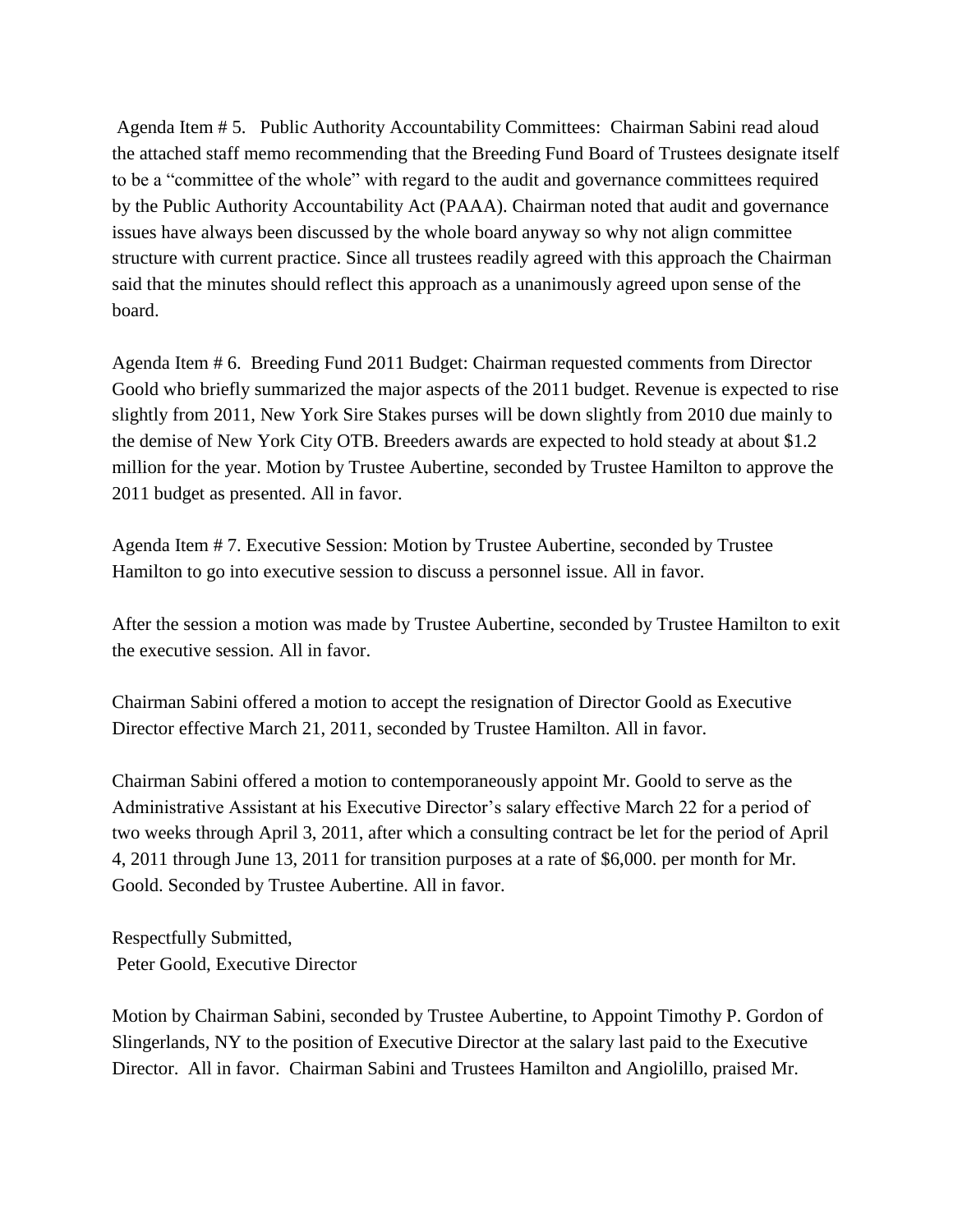Agenda Item # 5. Public Authority Accountability Committees: Chairman Sabini read aloud the attached staff memo recommending that the Breeding Fund Board of Trustees designate itself to be a "committee of the whole" with regard to the audit and governance committees required by the Public Authority Accountability Act (PAAA). Chairman noted that audit and governance issues have always been discussed by the whole board anyway so why not align committee structure with current practice. Since all trustees readily agreed with this approach the Chairman said that the minutes should reflect this approach as a unanimously agreed upon sense of the board.

Agenda Item # 6. Breeding Fund 2011 Budget: Chairman requested comments from Director Goold who briefly summarized the major aspects of the 2011 budget. Revenue is expected to rise slightly from 2011, New York Sire Stakes purses will be down slightly from 2010 due mainly to the demise of New York City OTB. Breeders awards are expected to hold steady at about $1.2 million for the year. Motion by Trustee Aubertine, seconded by Trustee Hamilton to approve the 2011 budget as presented. All in favor.

Agenda Item # 7. Executive Session: Motion by Trustee Aubertine, seconded by Trustee Hamilton to go into executive session to discuss a personnel issue. All in favor.

After the session a motion was made by Trustee Aubertine, seconded by Trustee Hamilton to exit the executive session. All in favor.

Chairman Sabini offered a motion to accept the resignation of Director Goold as Executive Director effective March 21, 2011, seconded by Trustee Hamilton. All in favor.

Chairman Sabini offered a motion to contemporaneously appoint Mr. Goold to serve as the Administrative Assistant at his Executive Director's salary effective March 22 for a period of two weeks through April 3, 2011, after which a consulting contract be let for the period of April 4, 2011 through June 13, 2011 for transition purposes at a rate of $6,000. per month for Mr. Goold. Seconded by Trustee Aubertine. All in favor.

Respectfully Submitted,
Peter Goold, Executive Director

Motion by Chairman Sabini, seconded by Trustee Aubertine, to Appoint Timothy P. Gordon of Slingerlands, NY to the position of Executive Director at the salary last paid to the Executive Director. All in favor. Chairman Sabini and Trustees Hamilton and Angiolillo, praised Mr.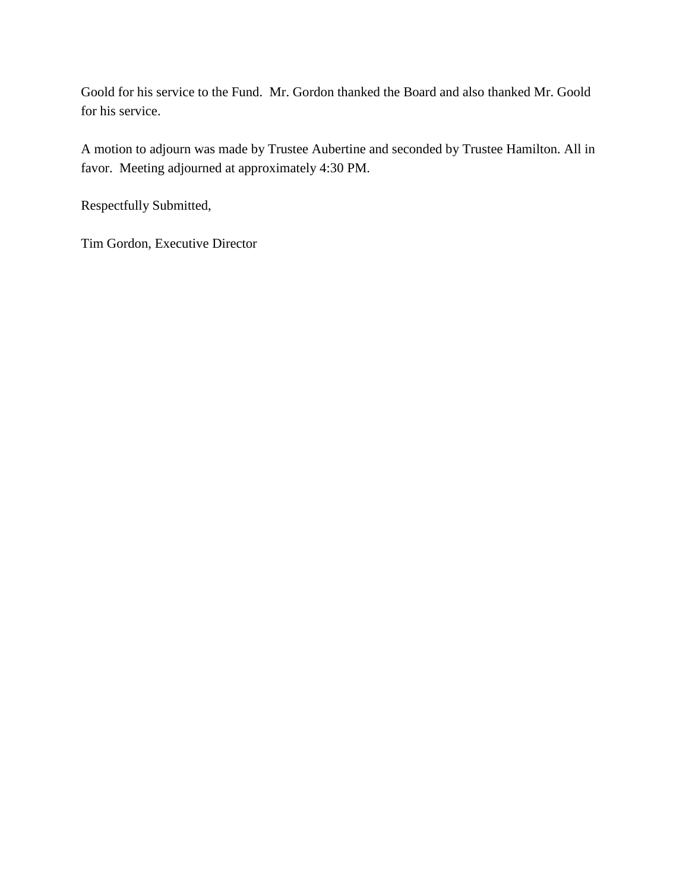Goold for his service to the Fund. Mr. Gordon thanked the Board and also thanked Mr. Goold for his service.

A motion to adjourn was made by Trustee Aubertine and seconded by Trustee Hamilton. All in favor. Meeting adjourned at approximately 4:30 PM.

Respectfully Submitted,

Tim Gordon, Executive Director